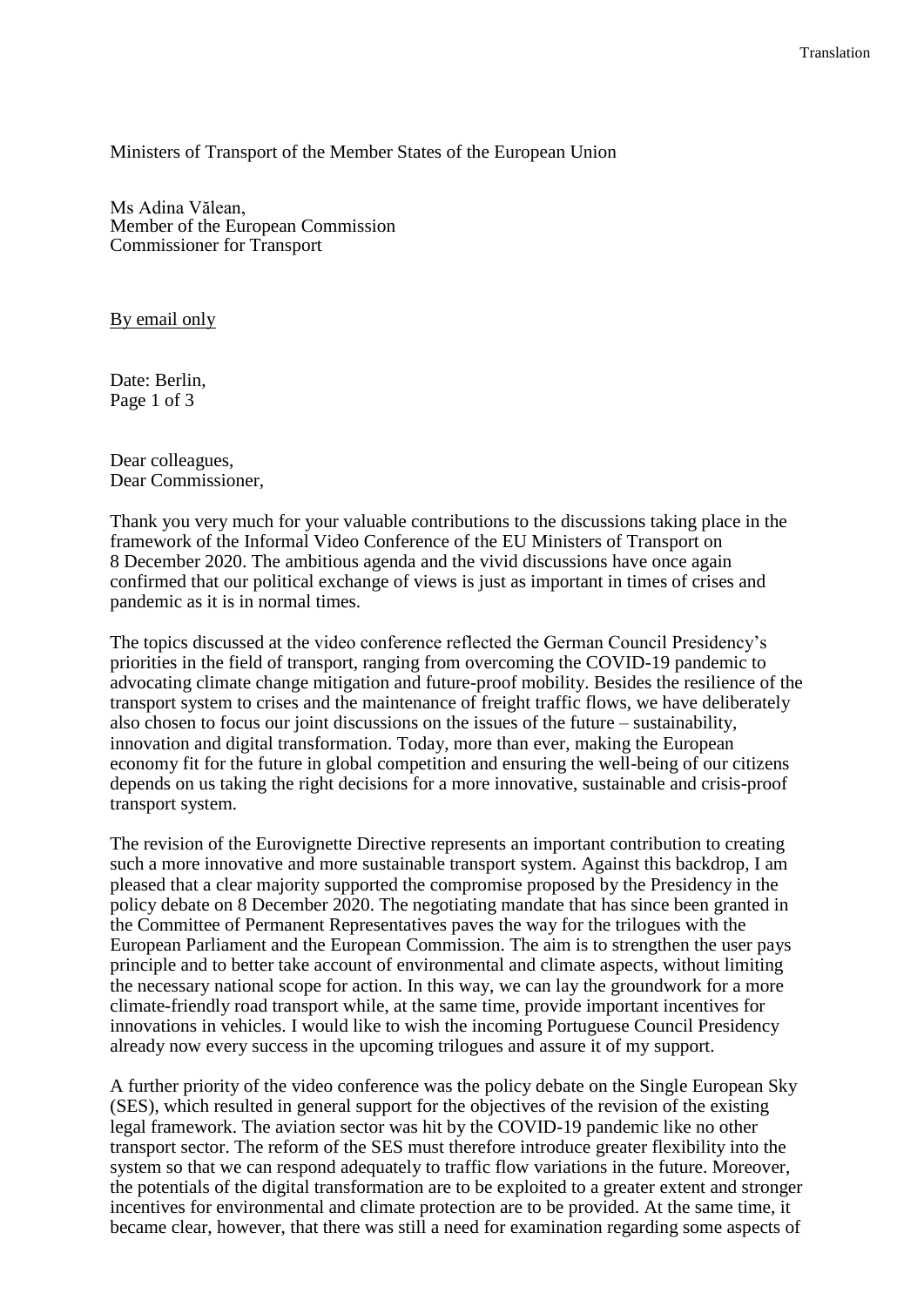Translation

Ministers of Transport of the Member States of the European Union

Ms Adina Vălean,
Member of the European Commission
Commissioner for Transport

By email only

Date: Berlin,

Dear colleagues,
Dear Commissioner,

Thank you very much for your valuable contributions to the discussions taking place in the framework of the Informal Video Conference of the EU Ministers of Transport on 8 December 2020. The ambitious agenda and the vivid discussions have once again confirmed that our political exchange of views is just as important in times of crises and pandemic as it is in normal times.

The topics discussed at the video conference reflected the German Council Presidency's priorities in the field of transport, ranging from overcoming the COVID-19 pandemic to advocating climate change mitigation and future-proof mobility. Besides the resilience of the transport system to crises and the maintenance of freight traffic flows, we have deliberately also chosen to focus our joint discussions on the issues of the future – sustainability, innovation and digital transformation. Today, more than ever, making the European economy fit for the future in global competition and ensuring the well-being of our citizens depends on us taking the right decisions for a more innovative, sustainable and crisis-proof transport system.

The revision of the Eurovignette Directive represents an important contribution to creating such a more innovative and more sustainable transport system. Against this backdrop, I am pleased that a clear majority supported the compromise proposed by the Presidency in the policy debate on 8 December 2020. The negotiating mandate that has since been granted in the Committee of Permanent Representatives paves the way for the trilogues with the European Parliament and the European Commission. The aim is to strengthen the user pays principle and to better take account of environmental and climate aspects, without limiting the necessary national scope for action. In this way, we can lay the groundwork for a more climate-friendly road transport while, at the same time, provide important incentives for innovations in vehicles. I would like to wish the incoming Portuguese Council Presidency already now every success in the upcoming trilogues and assure it of my support.

A further priority of the video conference was the policy debate on the Single European Sky (SES), which resulted in general support for the objectives of the revision of the existing legal framework. The aviation sector was hit by the COVID-19 pandemic like no other transport sector. The reform of the SES must therefore introduce greater flexibility into the system so that we can respond adequately to traffic flow variations in the future. Moreover, the potentials of the digital transformation are to be exploited to a greater extent and stronger incentives for environmental and climate protection are to be provided. At the same time, it became clear, however, that there was still a need for examination regarding some aspects of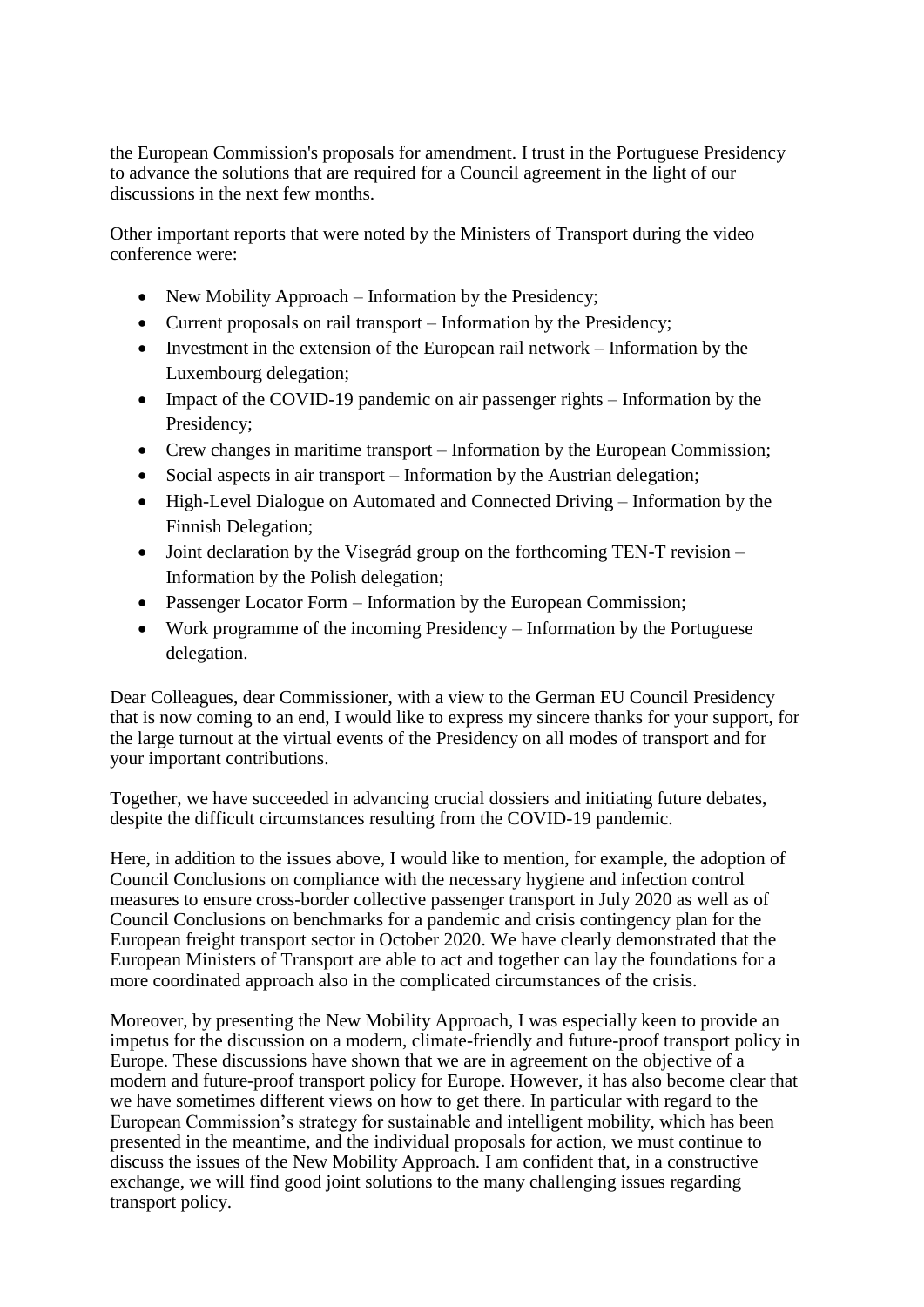the European Commission's proposals for amendment. I trust in the Portuguese Presidency to advance the solutions that are required for a Council agreement in the light of our discussions in the next few months.

Other important reports that were noted by the Ministers of Transport during the video conference were:

- New Mobility Approach – Information by the Presidency;
- Current proposals on rail transport – Information by the Presidency;
- Investment in the extension of the European rail network – Information by the Luxembourg delegation;
- Impact of the COVID-19 pandemic on air passenger rights – Information by the Presidency;
- Crew changes in maritime transport – Information by the European Commission;
- Social aspects in air transport – Information by the Austrian delegation;
- High-Level Dialogue on Automated and Connected Driving – Information by the Finnish Delegation;
- Joint declaration by the Visegrád group on the forthcoming TEN-T revision – Information by the Polish delegation;
- Passenger Locator Form – Information by the European Commission;
- Work programme of the incoming Presidency – Information by the Portuguese delegation.

Dear Colleagues, dear Commissioner, with a view to the German EU Council Presidency that is now coming to an end, I would like to express my sincere thanks for your support, for the large turnout at the virtual events of the Presidency on all modes of transport and for your important contributions.

Together, we have succeeded in advancing crucial dossiers and initiating future debates, despite the difficult circumstances resulting from the COVID-19 pandemic.

Here, in addition to the issues above, I would like to mention, for example, the adoption of Council Conclusions on compliance with the necessary hygiene and infection control measures to ensure cross-border collective passenger transport in July 2020 as well as of Council Conclusions on benchmarks for a pandemic and crisis contingency plan for the European freight transport sector in October 2020. We have clearly demonstrated that the European Ministers of Transport are able to act and together can lay the foundations for a more coordinated approach also in the complicated circumstances of the crisis.

Moreover, by presenting the New Mobility Approach, I was especially keen to provide an impetus for the discussion on a modern, climate-friendly and future-proof transport policy in Europe. These discussions have shown that we are in agreement on the objective of a modern and future-proof transport policy for Europe. However, it has also become clear that we have sometimes different views on how to get there. In particular with regard to the European Commission's strategy for sustainable and intelligent mobility, which has been presented in the meantime, and the individual proposals for action, we must continue to discuss the issues of the New Mobility Approach. I am confident that, in a constructive exchange, we will find good joint solutions to the many challenging issues regarding transport policy.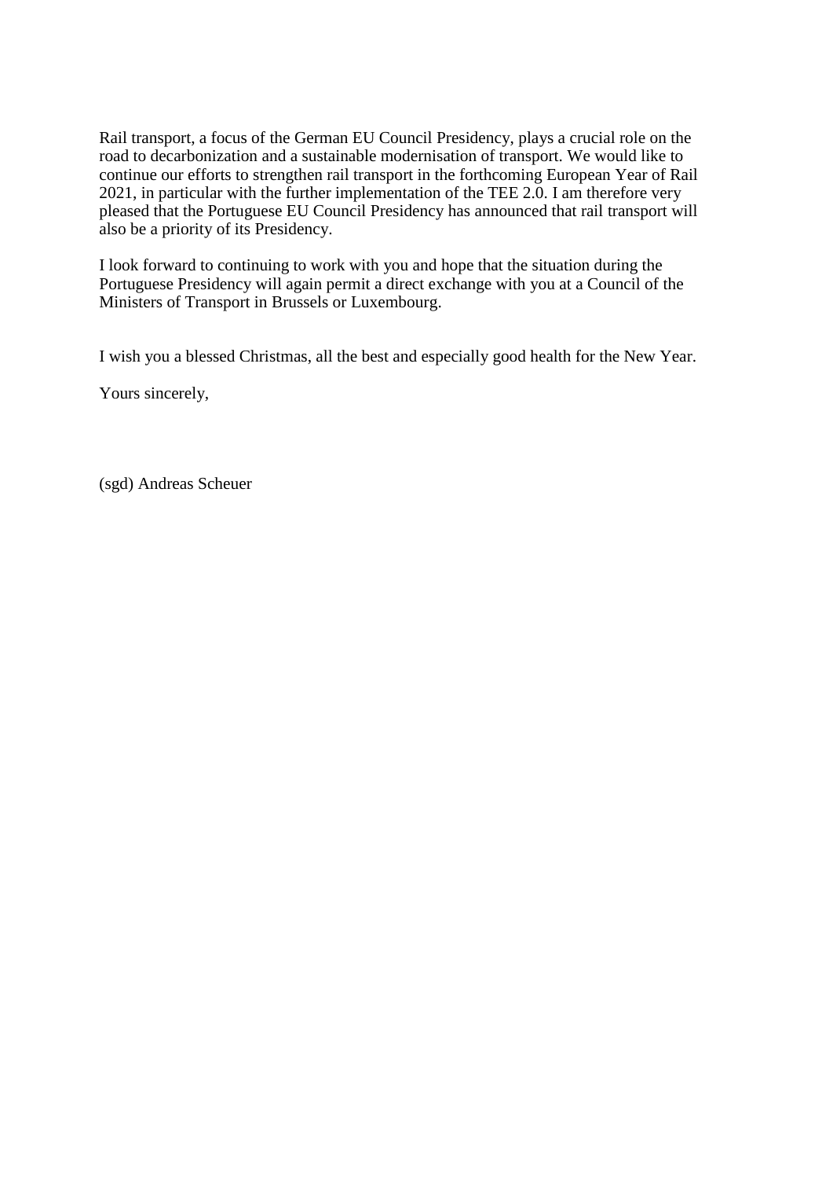Rail transport, a focus of the German EU Council Presidency, plays a crucial role on the road to decarbonization and a sustainable modernisation of transport. We would like to continue our efforts to strengthen rail transport in the forthcoming European Year of Rail 2021, in particular with the further implementation of the TEE 2.0. I am therefore very pleased that the Portuguese EU Council Presidency has announced that rail transport will also be a priority of its Presidency.

I look forward to continuing to work with you and hope that the situation during the Portuguese Presidency will again permit a direct exchange with you at a Council of the Ministers of Transport in Brussels or Luxembourg.

I wish you a blessed Christmas, all the best and especially good health for the New Year.

Yours sincerely,

(sgd) Andreas Scheuer